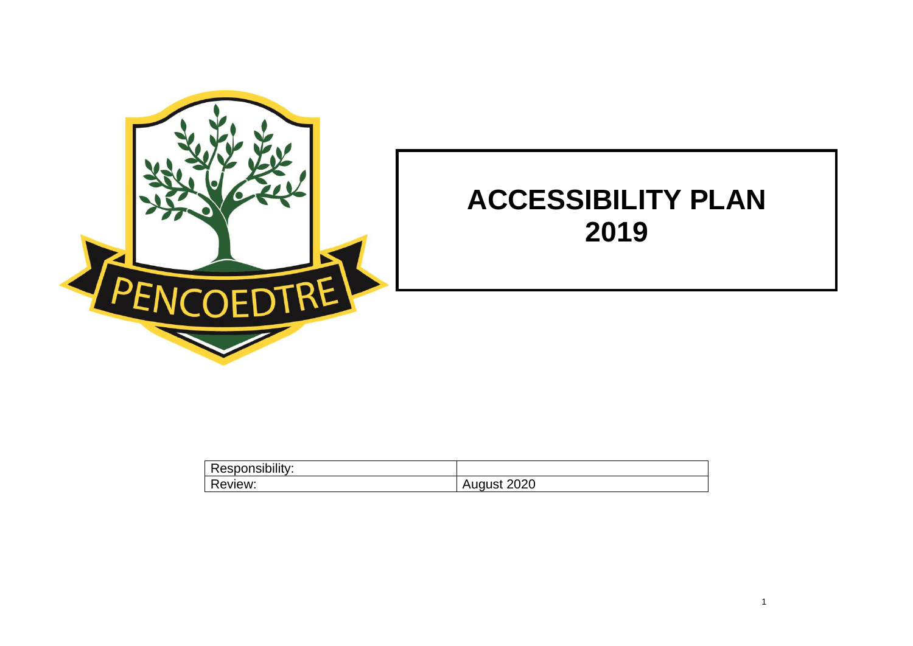PENCOEDTRE

# ACCESSIBILITY PLAN 2019

| Responsibility: | |
|---|---|
| Review: | August 2020 |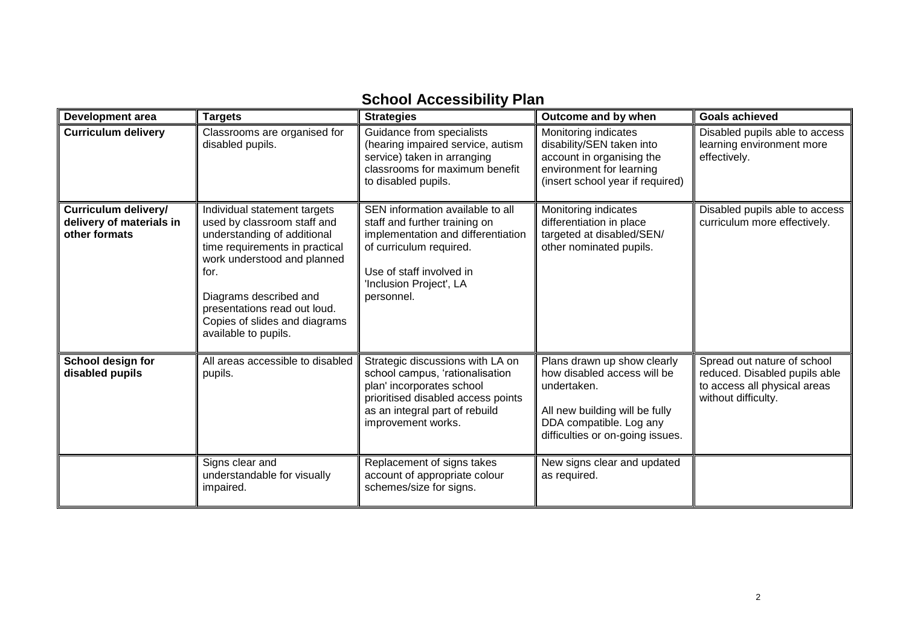## School Accessibility Plan

| Development area | Targets | Strategies | Outcome and by when | Goals achieved |
|---|---|---|---|---|
| **Curriculum delivery** | Classrooms are organised for disabled pupils. | Guidance from specialists (hearing impaired service, autism service) taken in arranging classrooms for maximum benefit to disabled pupils. | Monitoring indicates disability/SEN taken into account in organising the environment for learning (insert school year if required) | Disabled pupils able to access learning environment more effectively. |
| **Curriculum delivery/ delivery of materials in other formats** | Individual statement targets used by classroom staff and understanding of additional time requirements in practical work understood and planned for.<br><br>Diagrams described and presentations read out loud. Copies of slides and diagrams available to pupils. | SEN information available to all staff and further training on implementation and differentiation of curriculum required.<br><br>Use of staff involved in 'Inclusion Project', LA personnel. | Monitoring indicates differentiation in place targeted at disabled/SEN/ other nominated pupils. | Disabled pupils able to access curriculum more effectively. |
| **School design for disabled pupils** | All areas accessible to disabled pupils. | Strategic discussions with LA on school campus, 'rationalisation plan' incorporates school prioritised disabled access points as an integral part of rebuild improvement works. | Plans drawn up show clearly how disabled access will be undertaken.<br><br>All new building will be fully DDA compatible. Log any difficulties or on-going issues. | Spread out nature of school reduced. Disabled pupils able to access all physical areas without difficulty. |
| | Signs clear and understandable for visually impaired. | Replacement of signs takes account of appropriate colour schemes/size for signs. | New signs clear and updated as required. | |